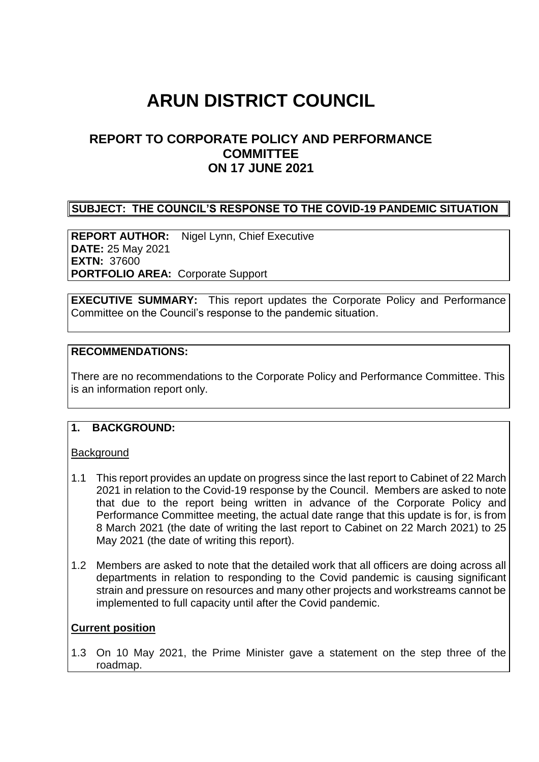# ARUN DISTRICT COUNCIL

## REPORT TO CORPORATE POLICY AND PERFORMANCE COMMITTEE ON 17 JUNE 2021

**SUBJECT: THE COUNCIL'S RESPONSE TO THE COVID-19 PANDEMIC SITUATION**

**REPORT AUTHOR:** Nigel Lynn, Chief Executive
**DATE:** 25 May 2021
**EXTN:** 37600
**PORTFOLIO AREA:** Corporate Support

**EXECUTIVE SUMMARY:** This report updates the Corporate Policy and Performance Committee on the Council's response to the pandemic situation.

**RECOMMENDATIONS:**

There are no recommendations to the Corporate Policy and Performance Committee. This is an information report only.

**1. BACKGROUND:**

Background

1.1 This report provides an update on progress since the last report to Cabinet of 22 March 2021 in relation to the Covid-19 response by the Council. Members are asked to note that due to the report being written in advance of the Corporate Policy and Performance Committee meeting, the actual date range that this update is for, is from 8 March 2021 (the date of writing the last report to Cabinet on 22 March 2021) to 25 May 2021 (the date of writing this report).

1.2 Members are asked to note that the detailed work that all officers are doing across all departments in relation to responding to the Covid pandemic is causing significant strain and pressure on resources and many other projects and workstreams cannot be implemented to full capacity until after the Covid pandemic.

**Current position**

1.3 On 10 May 2021, the Prime Minister gave a statement on the step three of the roadmap.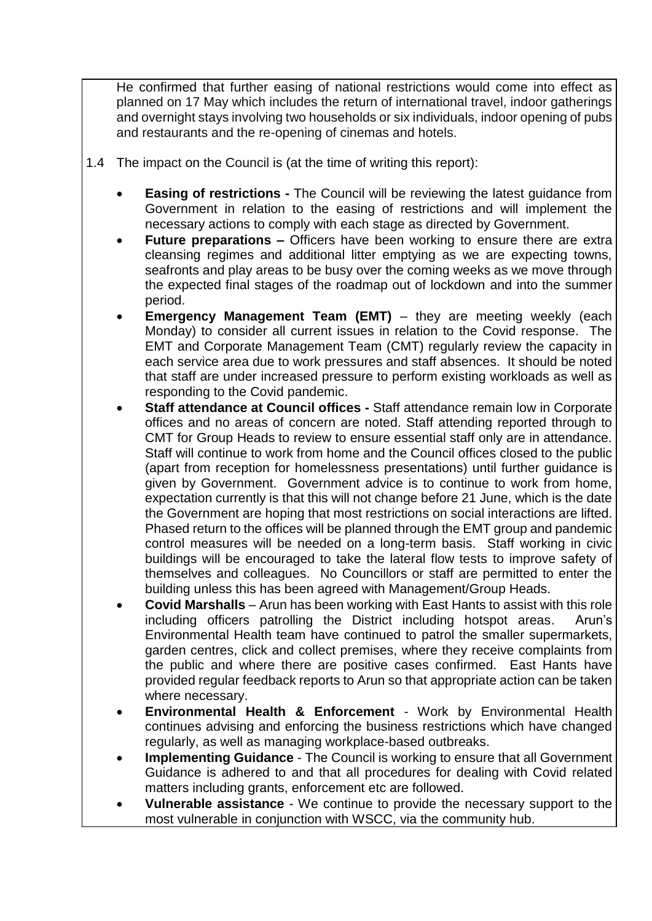He confirmed that further easing of national restrictions would come into effect as planned on 17 May which includes the return of international travel, indoor gatherings and overnight stays involving two households or six individuals, indoor opening of pubs and restaurants and the re-opening of cinemas and hotels.

1.4 The impact on the Council is (at the time of writing this report):

- **Easing of restrictions -** The Council will be reviewing the latest guidance from Government in relation to the easing of restrictions and will implement the necessary actions to comply with each stage as directed by Government.
- **Future preparations –** Officers have been working to ensure there are extra cleansing regimes and additional litter emptying as we are expecting towns, seafronts and play areas to be busy over the coming weeks as we move through the expected final stages of the roadmap out of lockdown and into the summer period.
- **Emergency Management Team (EMT)** – they are meeting weekly (each Monday) to consider all current issues in relation to the Covid response. The EMT and Corporate Management Team (CMT) regularly review the capacity in each service area due to work pressures and staff absences. It should be noted that staff are under increased pressure to perform existing workloads as well as responding to the Covid pandemic.
- **Staff attendance at Council offices -** Staff attendance remain low in Corporate offices and no areas of concern are noted. Staff attending reported through to CMT for Group Heads to review to ensure essential staff only are in attendance. Staff will continue to work from home and the Council offices closed to the public (apart from reception for homelessness presentations) until further guidance is given by Government. Government advice is to continue to work from home, expectation currently is that this will not change before 21 June, which is the date the Government are hoping that most restrictions on social interactions are lifted. Phased return to the offices will be planned through the EMT group and pandemic control measures will be needed on a long-term basis. Staff working in civic buildings will be encouraged to take the lateral flow tests to improve safety of themselves and colleagues. No Councillors or staff are permitted to enter the building unless this has been agreed with Management/Group Heads.
- **Covid Marshalls** – Arun has been working with East Hants to assist with this role including officers patrolling the District including hotspot areas. Arun's Environmental Health team have continued to patrol the smaller supermarkets, garden centres, click and collect premises, where they receive complaints from the public and where there are positive cases confirmed. East Hants have provided regular feedback reports to Arun so that appropriate action can be taken where necessary.
- **Environmental Health & Enforcement** - Work by Environmental Health continues advising and enforcing the business restrictions which have changed regularly, as well as managing workplace-based outbreaks.
- **Implementing Guidance** - The Council is working to ensure that all Government Guidance is adhered to and that all procedures for dealing with Covid related matters including grants, enforcement etc are followed.
- **Vulnerable assistance** - We continue to provide the necessary support to the most vulnerable in conjunction with WSCC, via the community hub.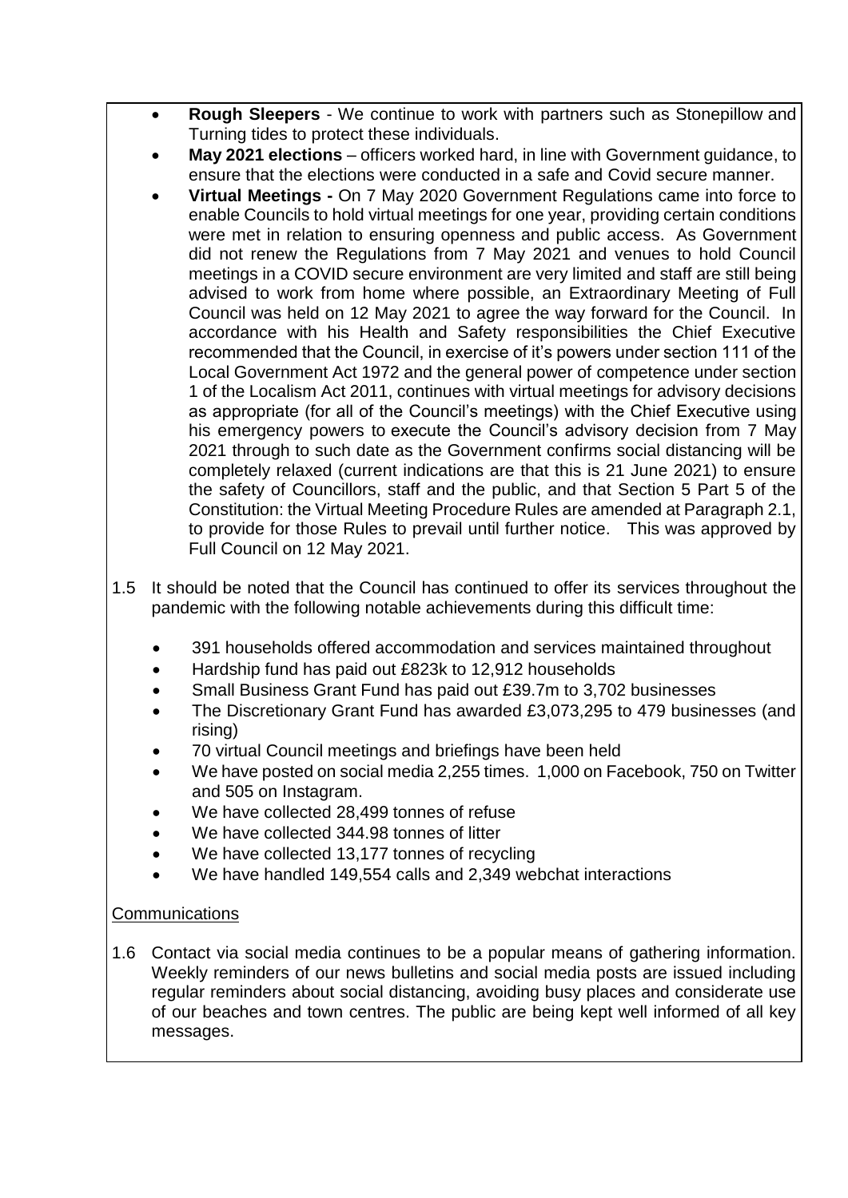- **Rough Sleepers** - We continue to work with partners such as Stonepillow and Turning tides to protect these individuals.
- **May 2021 elections** – officers worked hard, in line with Government guidance, to ensure that the elections were conducted in a safe and Covid secure manner.
- **Virtual Meetings -** On 7 May 2020 Government Regulations came into force to enable Councils to hold virtual meetings for one year, providing certain conditions were met in relation to ensuring openness and public access. As Government did not renew the Regulations from 7 May 2021 and venues to hold Council meetings in a COVID secure environment are very limited and staff are still being advised to work from home where possible, an Extraordinary Meeting of Full Council was held on 12 May 2021 to agree the way forward for the Council. In accordance with his Health and Safety responsibilities the Chief Executive recommended that the Council, in exercise of it's powers under section 111 of the Local Government Act 1972 and the general power of competence under section 1 of the Localism Act 2011, continues with virtual meetings for advisory decisions as appropriate (for all of the Council's meetings) with the Chief Executive using his emergency powers to execute the Council's advisory decision from 7 May 2021 through to such date as the Government confirms social distancing will be completely relaxed (current indications are that this is 21 June 2021) to ensure the safety of Councillors, staff and the public, and that Section 5 Part 5 of the Constitution: the Virtual Meeting Procedure Rules are amended at Paragraph 2.1, to provide for those Rules to prevail until further notice. This was approved by Full Council on 12 May 2021.

1.5 It should be noted that the Council has continued to offer its services throughout the pandemic with the following notable achievements during this difficult time:

- 391 households offered accommodation and services maintained throughout
- Hardship fund has paid out £823k to 12,912 households
- Small Business Grant Fund has paid out £39.7m to 3,702 businesses
- The Discretionary Grant Fund has awarded £3,073,295 to 479 businesses (and rising)
- 70 virtual Council meetings and briefings have been held
- We have posted on social media 2,255 times. 1,000 on Facebook, 750 on Twitter and 505 on Instagram.
- We have collected 28,499 tonnes of refuse
- We have collected 344.98 tonnes of litter
- We have collected 13,177 tonnes of recycling
- We have handled 149,554 calls and 2,349 webchat interactions

Communications

1.6 Contact via social media continues to be a popular means of gathering information. Weekly reminders of our news bulletins and social media posts are issued including regular reminders about social distancing, avoiding busy places and considerate use of our beaches and town centres. The public are being kept well informed of all key messages.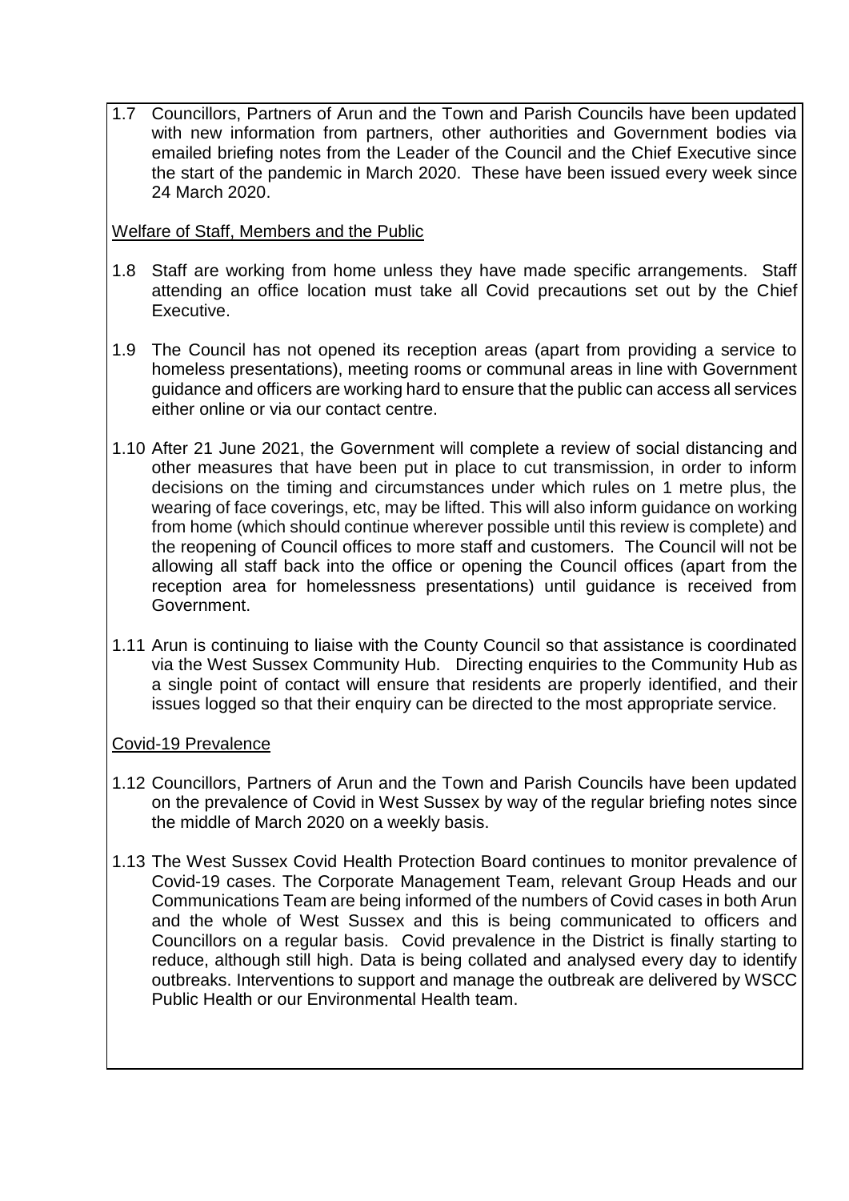1.7 Councillors, Partners of Arun and the Town and Parish Councils have been updated with new information from partners, other authorities and Government bodies via emailed briefing notes from the Leader of the Council and the Chief Executive since the start of the pandemic in March 2020. These have been issued every week since 24 March 2020.

<u>Welfare of Staff, Members and the Public</u>

1.8 Staff are working from home unless they have made specific arrangements. Staff attending an office location must take all Covid precautions set out by the Chief Executive.

1.9 The Council has not opened its reception areas (apart from providing a service to homeless presentations), meeting rooms or communal areas in line with Government guidance and officers are working hard to ensure that the public can access all services either online or via our contact centre.

1.10 After 21 June 2021, the Government will complete a review of social distancing and other measures that have been put in place to cut transmission, in order to inform decisions on the timing and circumstances under which rules on 1 metre plus, the wearing of face coverings, etc, may be lifted. This will also inform guidance on working from home (which should continue wherever possible until this review is complete) and the reopening of Council offices to more staff and customers. The Council will not be allowing all staff back into the office or opening the Council offices (apart from the reception area for homelessness presentations) until guidance is received from Government.

1.11 Arun is continuing to liaise with the County Council so that assistance is coordinated via the West Sussex Community Hub. Directing enquiries to the Community Hub as a single point of contact will ensure that residents are properly identified, and their issues logged so that their enquiry can be directed to the most appropriate service.

<u>Covid-19 Prevalence</u>

1.12 Councillors, Partners of Arun and the Town and Parish Councils have been updated on the prevalence of Covid in West Sussex by way of the regular briefing notes since the middle of March 2020 on a weekly basis.

1.13 The West Sussex Covid Health Protection Board continues to monitor prevalence of Covid-19 cases. The Corporate Management Team, relevant Group Heads and our Communications Team are being informed of the numbers of Covid cases in both Arun and the whole of West Sussex and this is being communicated to officers and Councillors on a regular basis. Covid prevalence in the District is finally starting to reduce, although still high. Data is being collated and analysed every day to identify outbreaks. Interventions to support and manage the outbreak are delivered by WSCC Public Health or our Environmental Health team.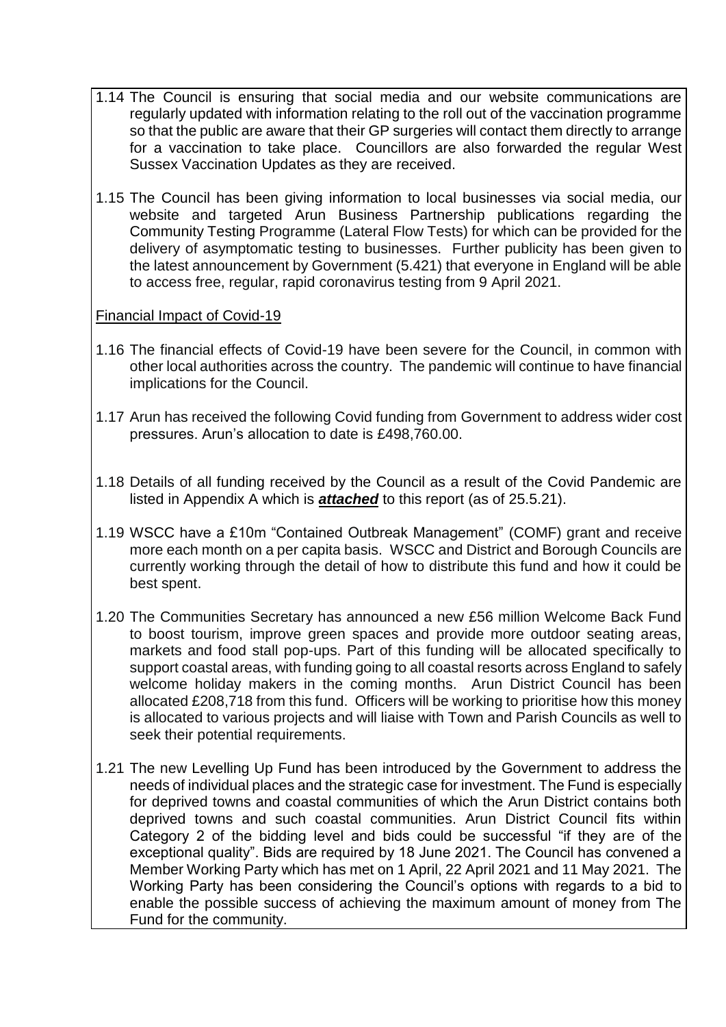1.14 The Council is ensuring that social media and our website communications are regularly updated with information relating to the roll out of the vaccination programme so that the public are aware that their GP surgeries will contact them directly to arrange for a vaccination to take place. Councillors are also forwarded the regular West Sussex Vaccination Updates as they are received.

1.15 The Council has been giving information to local businesses via social media, our website and targeted Arun Business Partnership publications regarding the Community Testing Programme (Lateral Flow Tests) for which can be provided for the delivery of asymptomatic testing to businesses. Further publicity has been given to the latest announcement by Government (5.421) that everyone in England will be able to access free, regular, rapid coronavirus testing from 9 April 2021.

Financial Impact of Covid-19

1.16 The financial effects of Covid-19 have been severe for the Council, in common with other local authorities across the country. The pandemic will continue to have financial implications for the Council.

1.17 Arun has received the following Covid funding from Government to address wider cost pressures. Arun's allocation to date is £498,760.00.

1.18 Details of all funding received by the Council as a result of the Covid Pandemic are listed in Appendix A which is ***attached*** to this report (as of 25.5.21).

1.19 WSCC have a £10m "Contained Outbreak Management" (COMF) grant and receive more each month on a per capita basis. WSCC and District and Borough Councils are currently working through the detail of how to distribute this fund and how it could be best spent.

1.20 The Communities Secretary has announced a new £56 million Welcome Back Fund to boost tourism, improve green spaces and provide more outdoor seating areas, markets and food stall pop-ups. Part of this funding will be allocated specifically to support coastal areas, with funding going to all coastal resorts across England to safely welcome holiday makers in the coming months. Arun District Council has been allocated £208,718 from this fund. Officers will be working to prioritise how this money is allocated to various projects and will liaise with Town and Parish Councils as well to seek their potential requirements.

1.21 The new Levelling Up Fund has been introduced by the Government to address the needs of individual places and the strategic case for investment. The Fund is especially for deprived towns and coastal communities of which the Arun District contains both deprived towns and such coastal communities. Arun District Council fits within Category 2 of the bidding level and bids could be successful "if they are of the exceptional quality". Bids are required by 18 June 2021. The Council has convened a Member Working Party which has met on 1 April, 22 April 2021 and 11 May 2021. The Working Party has been considering the Council's options with regards to a bid to enable the possible success of achieving the maximum amount of money from The Fund for the community.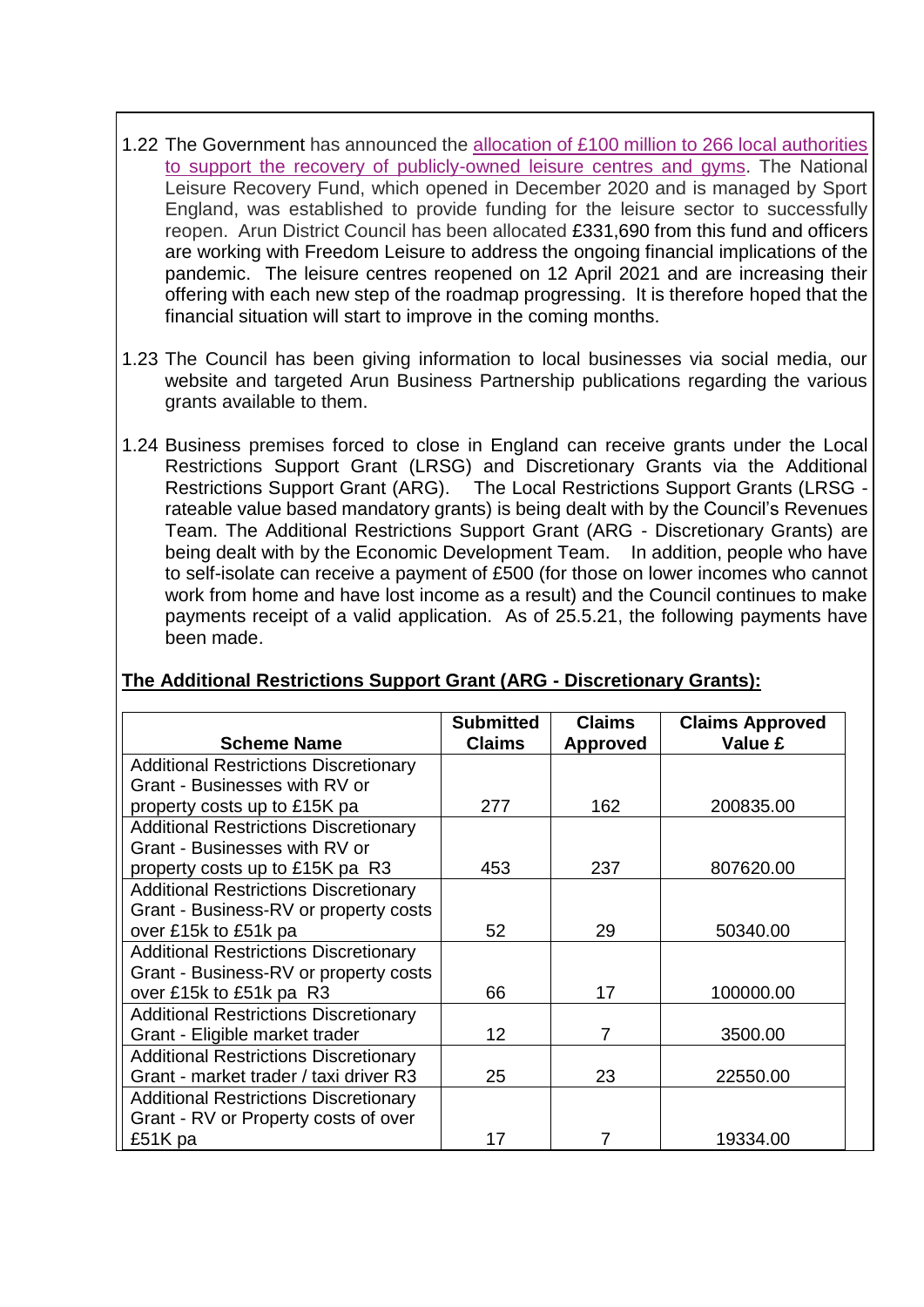1.22 The Government has announced the allocation of £100 million to 266 local authorities to support the recovery of publicly-owned leisure centres and gyms. The National Leisure Recovery Fund, which opened in December 2020 and is managed by Sport England, was established to provide funding for the leisure sector to successfully reopen. Arun District Council has been allocated £331,690 from this fund and officers are working with Freedom Leisure to address the ongoing financial implications of the pandemic. The leisure centres reopened on 12 April 2021 and are increasing their offering with each new step of the roadmap progressing. It is therefore hoped that the financial situation will start to improve in the coming months.

1.23 The Council has been giving information to local businesses via social media, our website and targeted Arun Business Partnership publications regarding the various grants available to them.

1.24 Business premises forced to close in England can receive grants under the Local Restrictions Support Grant (LRSG) and Discretionary Grants via the Additional Restrictions Support Grant (ARG). The Local Restrictions Support Grants (LRSG - rateable value based mandatory grants) is being dealt with by the Council's Revenues Team. The Additional Restrictions Support Grant (ARG - Discretionary Grants) are being dealt with by the Economic Development Team. In addition, people who have to self-isolate can receive a payment of £500 (for those on lower incomes who cannot work from home and have lost income as a result) and the Council continues to make payments receipt of a valid application. As of 25.5.21, the following payments have been made.

**The Additional Restrictions Support Grant (ARG - Discretionary Grants):**

| Scheme Name | Submitted Claims | Claims Approved | Claims Approved Value £ |
|---|---|---|---|
| Additional Restrictions Discretionary Grant - Businesses with RV or property costs up to £15K pa | 277 | 162 | 200835.00 |
| Additional Restrictions Discretionary Grant - Businesses with RV or property costs up to £15K pa R3 | 453 | 237 | 807620.00 |
| Additional Restrictions Discretionary Grant - Business-RV or property costs over £15k to £51k pa | 52 | 29 | 50340.00 |
| Additional Restrictions Discretionary Grant - Business-RV or property costs over £15k to £51k pa R3 | 66 | 17 | 100000.00 |
| Additional Restrictions Discretionary Grant - Eligible market trader | 12 | 7 | 3500.00 |
| Additional Restrictions Discretionary Grant - market trader / taxi driver R3 | 25 | 23 | 22550.00 |
| Additional Restrictions Discretionary Grant - RV or Property costs of over £51K pa | 17 | 7 | 19334.00 |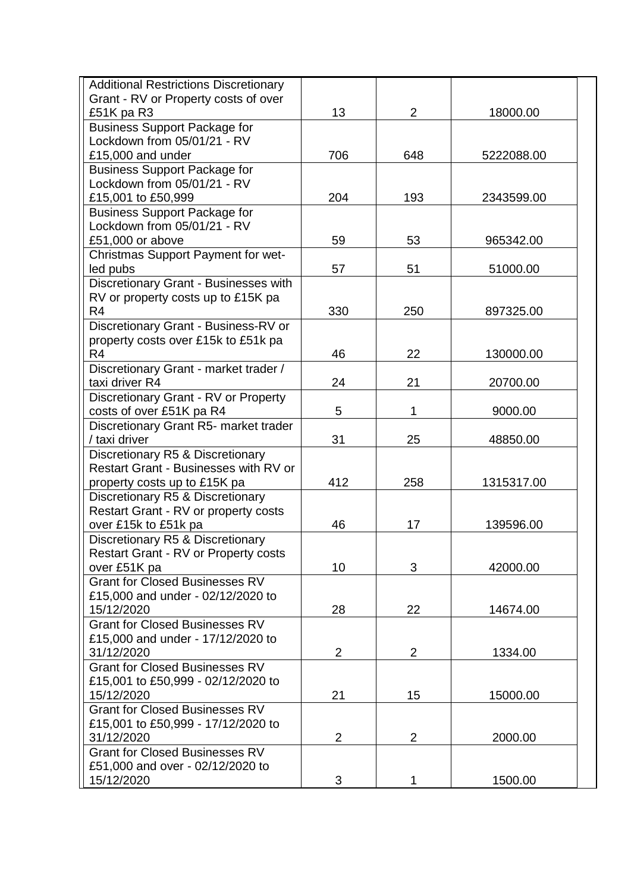| | | | |
|---|---|---|---|
| Additional Restrictions Discretionary Grant - RV or Property costs of over £51K pa R3 | 13 | 2 | 18000.00 |
| Business Support Package for Lockdown from 05/01/21 - RV £15,000 and under | 706 | 648 | 5222088.00 |
| Business Support Package for Lockdown from 05/01/21 - RV £15,001 to £50,999 | 204 | 193 | 2343599.00 |
| Business Support Package for Lockdown from 05/01/21 - RV £51,000 or above | 59 | 53 | 965342.00 |
| Christmas Support Payment for wet-led pubs | 57 | 51 | 51000.00 |
| Discretionary Grant - Businesses with RV or property costs up to £15K pa R4 | 330 | 250 | 897325.00 |
| Discretionary Grant - Business-RV or property costs over £15k to £51k pa R4 | 46 | 22 | 130000.00 |
| Discretionary Grant - market trader / taxi driver R4 | 24 | 21 | 20700.00 |
| Discretionary Grant - RV or Property costs of over £51K pa R4 | 5 | 1 | 9000.00 |
| Discretionary Grant R5- market trader / taxi driver | 31 | 25 | 48850.00 |
| Discretionary R5 & Discretionary Restart Grant - Businesses with RV or property costs up to £15K pa | 412 | 258 | 1315317.00 |
| Discretionary R5 & Discretionary Restart Grant - RV or property costs over £15k to £51k pa | 46 | 17 | 139596.00 |
| Discretionary R5 & Discretionary Restart Grant - RV or Property costs over £51K pa | 10 | 3 | 42000.00 |
| Grant for Closed Businesses RV £15,000 and under - 02/12/2020 to 15/12/2020 | 28 | 22 | 14674.00 |
| Grant for Closed Businesses RV £15,000 and under - 17/12/2020 to 31/12/2020 | 2 | 2 | 1334.00 |
| Grant for Closed Businesses RV £15,001 to £50,999 - 02/12/2020 to 15/12/2020 | 21 | 15 | 15000.00 |
| Grant for Closed Businesses RV £15,001 to £50,999 - 17/12/2020 to 31/12/2020 | 2 | 2 | 2000.00 |
| Grant for Closed Businesses RV £51,000 and over - 02/12/2020 to 15/12/2020 | 3 | 1 | 1500.00 |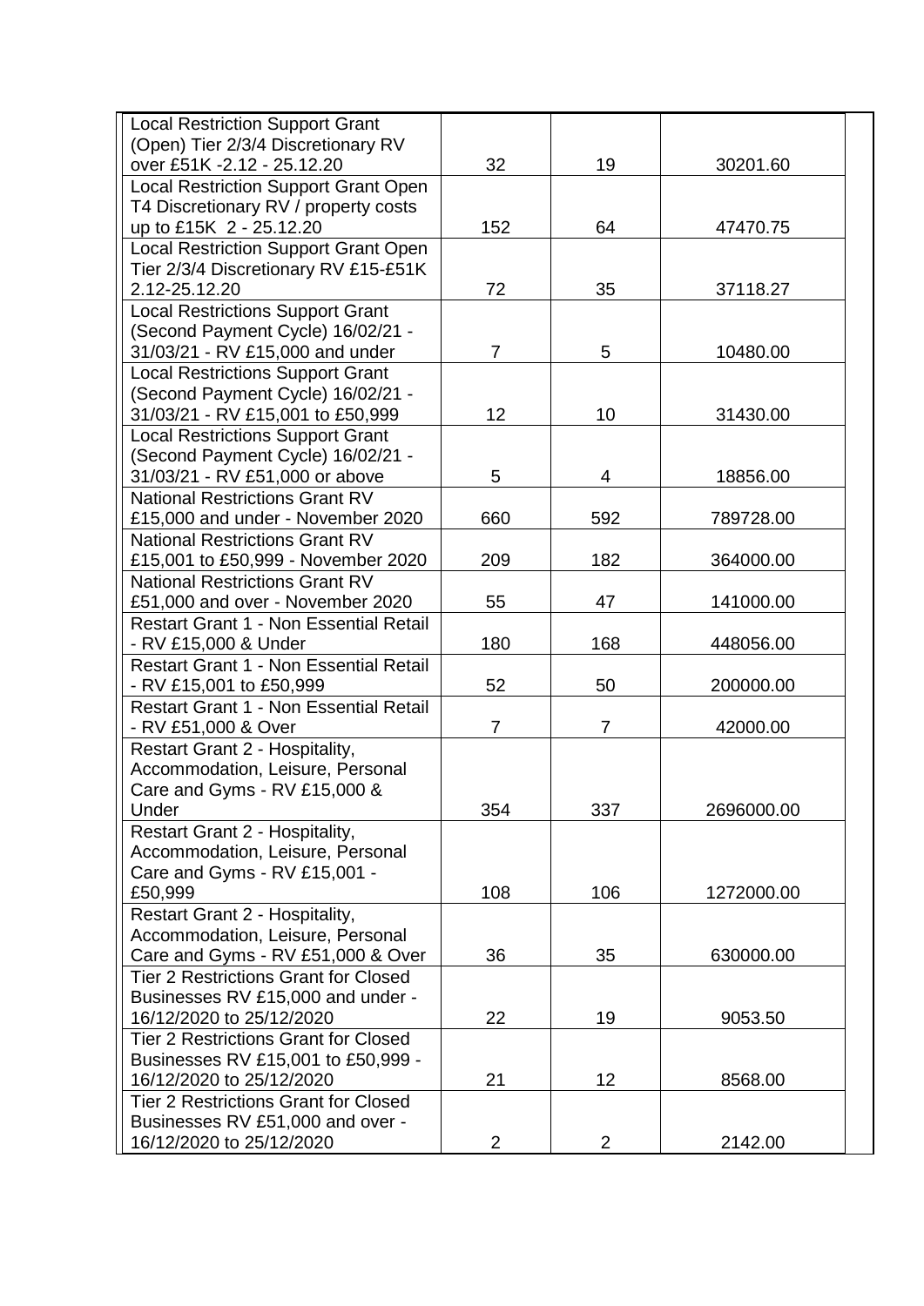| | | | |
|---|---|---|---|
| Local Restriction Support Grant (Open) Tier 2/3/4 Discretionary RV over £51K -2.12 - 25.12.20 | 32 | 19 | 30201.60 |
| Local Restriction Support Grant Open T4 Discretionary RV / property costs up to £15K 2 - 25.12.20 | 152 | 64 | 47470.75 |
| Local Restriction Support Grant Open Tier 2/3/4 Discretionary RV £15-£51K 2.12-25.12.20 | 72 | 35 | 37118.27 |
| Local Restrictions Support Grant (Second Payment Cycle) 16/02/21 - 31/03/21 - RV £15,000 and under | 7 | 5 | 10480.00 |
| Local Restrictions Support Grant (Second Payment Cycle) 16/02/21 - 31/03/21 - RV £15,001 to £50,999 | 12 | 10 | 31430.00 |
| Local Restrictions Support Grant (Second Payment Cycle) 16/02/21 - 31/03/21 - RV £51,000 or above | 5 | 4 | 18856.00 |
| National Restrictions Grant RV £15,000 and under - November 2020 | 660 | 592 | 789728.00 |
| National Restrictions Grant RV £15,001 to £50,999 - November 2020 | 209 | 182 | 364000.00 |
| National Restrictions Grant RV £51,000 and over - November 2020 | 55 | 47 | 141000.00 |
| Restart Grant 1 - Non Essential Retail - RV £15,000 & Under | 180 | 168 | 448056.00 |
| Restart Grant 1 - Non Essential Retail - RV £15,001 to £50,999 | 52 | 50 | 200000.00 |
| Restart Grant 1 - Non Essential Retail - RV £51,000 & Over | 7 | 7 | 42000.00 |
| Restart Grant 2 - Hospitality, Accommodation, Leisure, Personal Care and Gyms - RV £15,000 & Under | 354 | 337 | 2696000.00 |
| Restart Grant 2 - Hospitality, Accommodation, Leisure, Personal Care and Gyms - RV £15,001 - £50,999 | 108 | 106 | 1272000.00 |
| Restart Grant 2 - Hospitality, Accommodation, Leisure, Personal Care and Gyms - RV £51,000 & Over | 36 | 35 | 630000.00 |
| Tier 2 Restrictions Grant for Closed Businesses RV £15,000 and under - 16/12/2020 to 25/12/2020 | 22 | 19 | 9053.50 |
| Tier 2 Restrictions Grant for Closed Businesses RV £15,001 to £50,999 - 16/12/2020 to 25/12/2020 | 21 | 12 | 8568.00 |
| Tier 2 Restrictions Grant for Closed Businesses RV £51,000 and over - 16/12/2020 to 25/12/2020 | 2 | 2 | 2142.00 |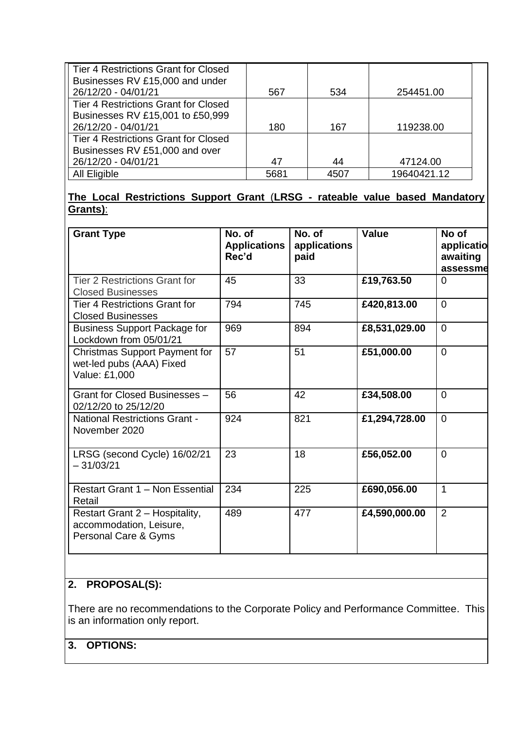| | | | |
|---|---|---|---|
| Tier 4 Restrictions Grant for Closed Businesses RV £15,000 and under 26/12/20 - 04/01/21 | 567 | 534 | 254451.00 |
| Tier 4 Restrictions Grant for Closed Businesses RV £15,001 to £50,999 26/12/20 - 04/01/21 | 180 | 167 | 119238.00 |
| Tier 4 Restrictions Grant for Closed Businesses RV £51,000 and over 26/12/20 - 04/01/21 | 47 | 44 | 47124.00 |
| All Eligible | 5681 | 4507 | 19640421.12 |

**The Local Restrictions Support Grant (LRSG - rateable value based Mandatory Grants)**:

| Grant Type | No. of Applications Rec'd | No. of applications paid | Value | No of applicatio awaiting assessme |
|---|---|---|---|---|
| Tier 2 Restrictions Grant for Closed Businesses | 45 | 33 | **£19,763.50** | 0 |
| Tier 4 Restrictions Grant for Closed Businesses | 794 | 745 | **£420,813.00** | 0 |
| Business Support Package for Lockdown from 05/01/21 | 969 | 894 | **£8,531,029.00** | 0 |
| Christmas Support Payment for wet-led pubs (AAA) Fixed Value: £1,000 | 57 | 51 | **£51,000.00** | 0 |
| Grant for Closed Businesses – 02/12/20 to 25/12/20 | 56 | 42 | **£34,508.00** | 0 |
| National Restrictions Grant - November 2020 | 924 | 821 | **£1,294,728.00** | 0 |
| LRSG (second Cycle) 16/02/21 – 31/03/21 | 23 | 18 | **£56,052.00** | 0 |
| Restart Grant 1 – Non Essential Retail | 234 | 225 | **£690,056.00** | 1 |
| Restart Grant 2 – Hospitality, accommodation, Leisure, Personal Care & Gyms | 489 | 477 | **£4,590,000.00** | 2 |

## 2. PROPOSAL(S):

There are no recommendations to the Corporate Policy and Performance Committee. This is an information only report.

## 3. OPTIONS: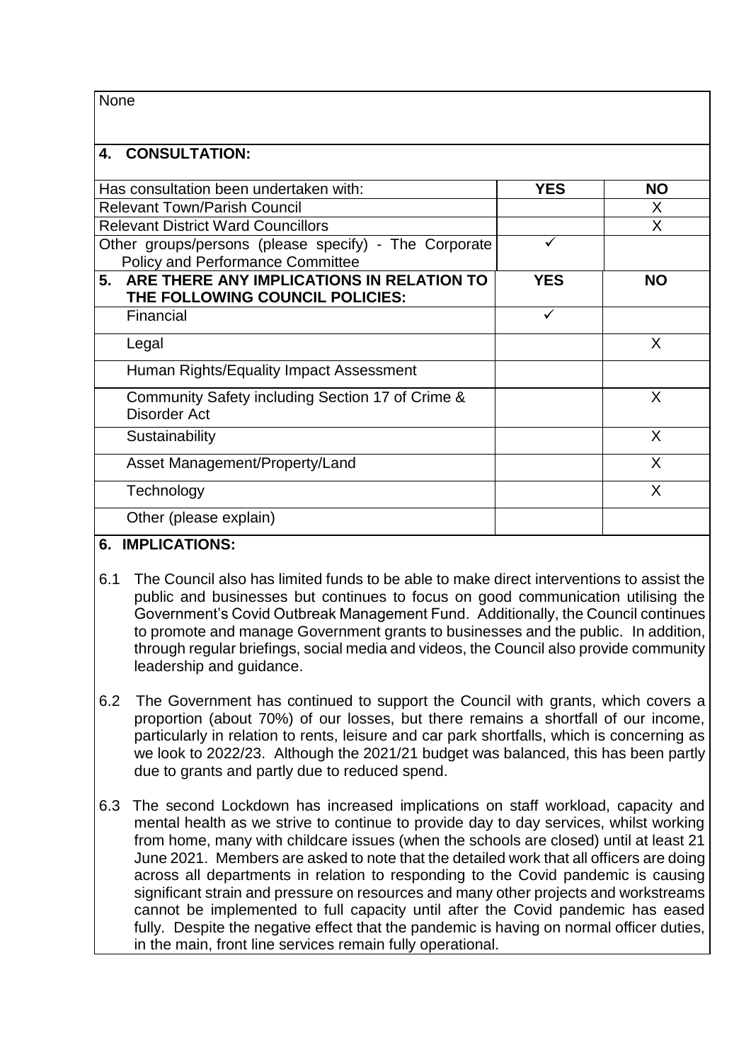None

## 4. CONSULTATION:

| Has consultation been undertaken with: | YES | NO |
| --- | --- | --- |
| Relevant Town/Parish Council | | X |
| Relevant District Ward Councillors | | X |
| Other groups/persons (please specify) - The Corporate Policy and Performance Committee | ✓ | |

## 5. ARE THERE ANY IMPLICATIONS IN RELATION TO THE FOLLOWING COUNCIL POLICIES:

| | YES | NO |
| --- | --- | --- |
| Financial | ✓ | |
| Legal | | X |
| Human Rights/Equality Impact Assessment | | |
| Community Safety including Section 17 of Crime & Disorder Act | | X |
| Sustainability | | X |
| Asset Management/Property/Land | | X |
| Technology | | X |
| Other (please explain) | | |

## 6. IMPLICATIONS:

6.1 The Council also has limited funds to be able to make direct interventions to assist the public and businesses but continues to focus on good communication utilising the Government's Covid Outbreak Management Fund. Additionally, the Council continues to promote and manage Government grants to businesses and the public. In addition, through regular briefings, social media and videos, the Council also provide community leadership and guidance.

6.2 The Government has continued to support the Council with grants, which covers a proportion (about 70%) of our losses, but there remains a shortfall of our income, particularly in relation to rents, leisure and car park shortfalls, which is concerning as we look to 2022/23. Although the 2021/21 budget was balanced, this has been partly due to grants and partly due to reduced spend.

6.3 The second Lockdown has increased implications on staff workload, capacity and mental health as we strive to continue to provide day to day services, whilst working from home, many with childcare issues (when the schools are closed) until at least 21 June 2021. Members are asked to note that the detailed work that all officers are doing across all departments in relation to responding to the Covid pandemic is causing significant strain and pressure on resources and many other projects and workstreams cannot be implemented to full capacity until after the Covid pandemic has eased fully. Despite the negative effect that the pandemic is having on normal officer duties, in the main, front line services remain fully operational.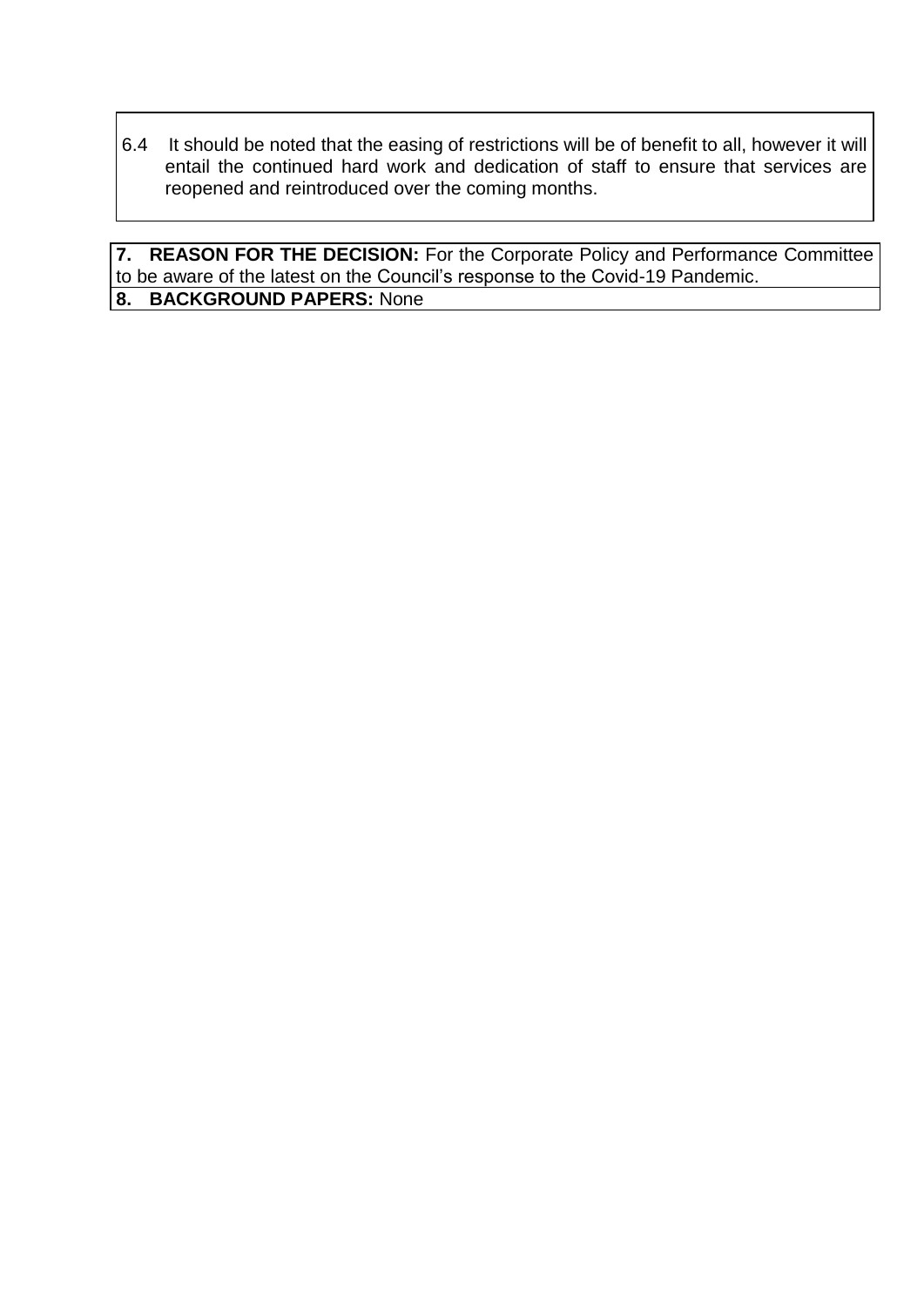6.4 It should be noted that the easing of restrictions will be of benefit to all, however it will entail the continued hard work and dedication of staff to ensure that services are reopened and reintroduced over the coming months.

**7. REASON FOR THE DECISION:** For the Corporate Policy and Performance Committee to be aware of the latest on the Council's response to the Covid-19 Pandemic.

**8. BACKGROUND PAPERS:** None